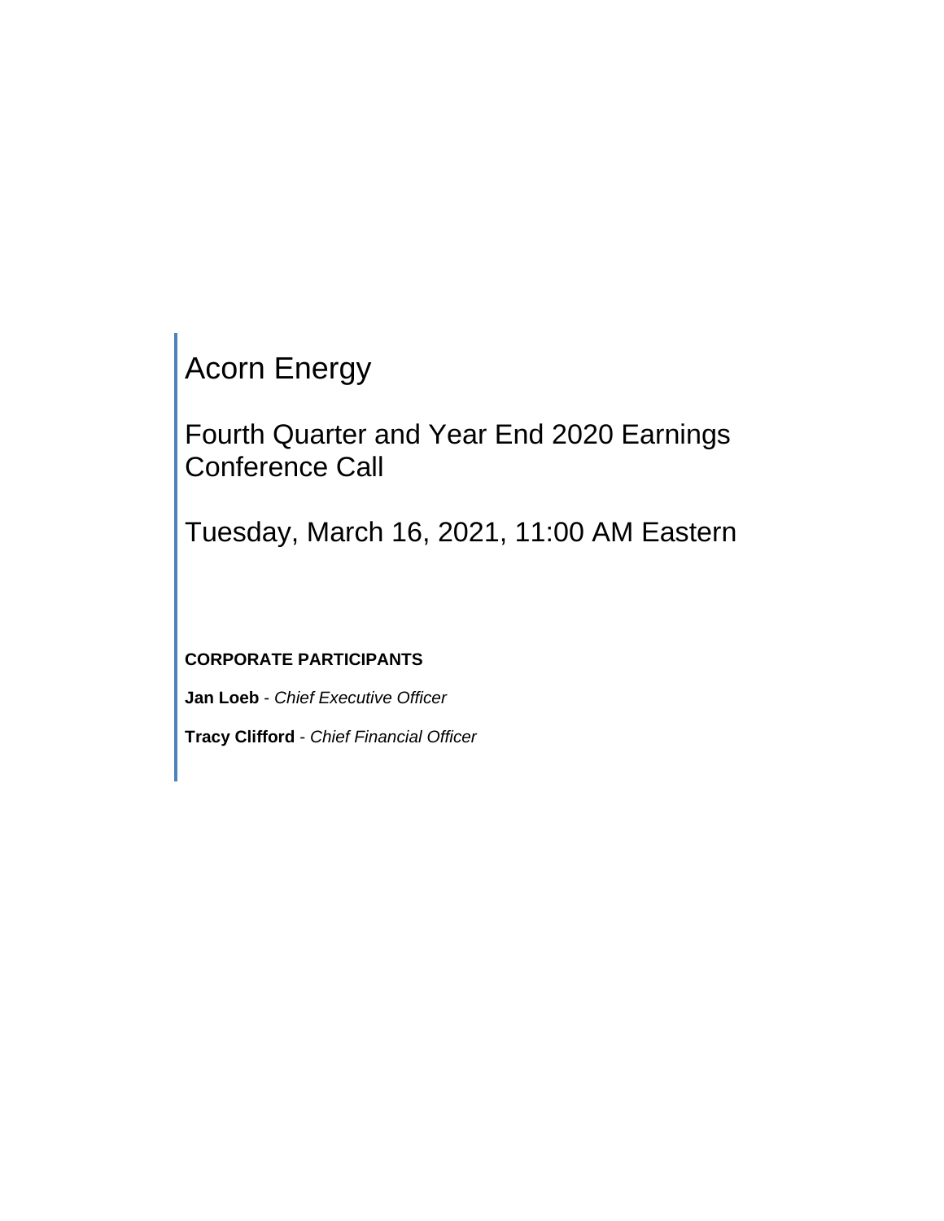# Acorn Energy

## Fourth Quarter and Year End 2020 Earnings Conference Call

## Tuesday, March 16, 2021, 11:00 AM Eastern

**CORPORATE PARTICIPANTS**

**Jan Loeb** - *Chief Executive Officer*

**Tracy Clifford** - *Chief Financial Officer*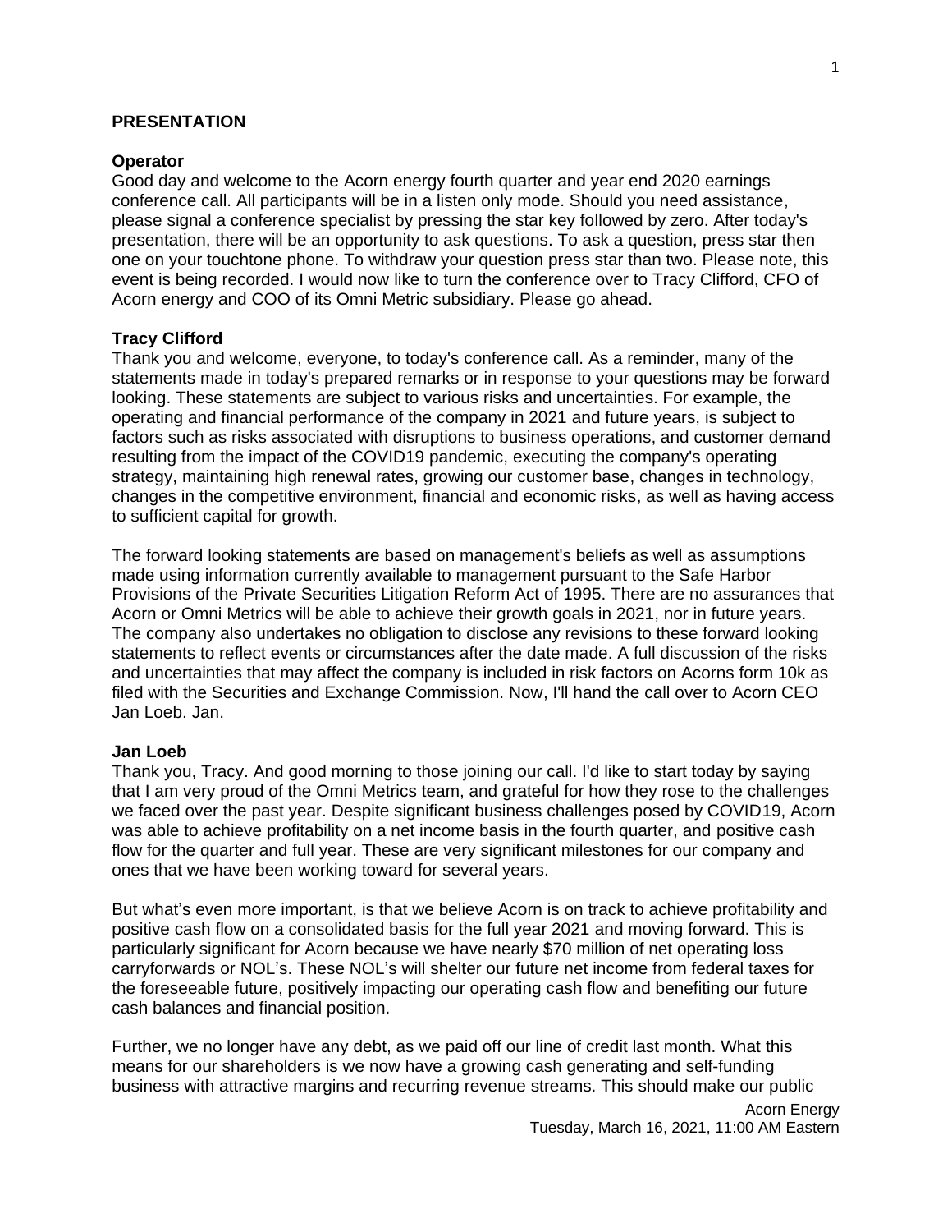**PRESENTATION**

**Operator**
Good day and welcome to the Acorn energy fourth quarter and year end 2020 earnings conference call. All participants will be in a listen only mode. Should you need assistance, please signal a conference specialist by pressing the star key followed by zero. After today's presentation, there will be an opportunity to ask questions. To ask a question, press star then one on your touchtone phone. To withdraw your question press star than two. Please note, this event is being recorded. I would now like to turn the conference over to Tracy Clifford, CFO of Acorn energy and COO of its Omni Metric subsidiary. Please go ahead.

**Tracy Clifford**
Thank you and welcome, everyone, to today's conference call. As a reminder, many of the statements made in today's prepared remarks or in response to your questions may be forward looking. These statements are subject to various risks and uncertainties. For example, the operating and financial performance of the company in 2021 and future years, is subject to factors such as risks associated with disruptions to business operations, and customer demand resulting from the impact of the COVID19 pandemic, executing the company's operating strategy, maintaining high renewal rates, growing our customer base, changes in technology, changes in the competitive environment, financial and economic risks, as well as having access to sufficient capital for growth.

The forward looking statements are based on management's beliefs as well as assumptions made using information currently available to management pursuant to the Safe Harbor Provisions of the Private Securities Litigation Reform Act of 1995. There are no assurances that Acorn or Omni Metrics will be able to achieve their growth goals in 2021, nor in future years. The company also undertakes no obligation to disclose any revisions to these forward looking statements to reflect events or circumstances after the date made. A full discussion of the risks and uncertainties that may affect the company is included in risk factors on Acorns form 10k as filed with the Securities and Exchange Commission. Now, I'll hand the call over to Acorn CEO Jan Loeb. Jan.

**Jan Loeb**
Thank you, Tracy. And good morning to those joining our call. I'd like to start today by saying that I am very proud of the Omni Metrics team, and grateful for how they rose to the challenges we faced over the past year. Despite significant business challenges posed by COVID19, Acorn was able to achieve profitability on a net income basis in the fourth quarter, and positive cash flow for the quarter and full year. These are very significant milestones for our company and ones that we have been working toward for several years.

But what's even more important, is that we believe Acorn is on track to achieve profitability and positive cash flow on a consolidated basis for the full year 2021 and moving forward. This is particularly significant for Acorn because we have nearly $70 million of net operating loss carryforwards or NOL's. These NOL's will shelter our future net income from federal taxes for the foreseeable future, positively impacting our operating cash flow and benefiting our future cash balances and financial position.

Further, we no longer have any debt, as we paid off our line of credit last month. What this means for our shareholders is we now have a growing cash generating and self-funding business with attractive margins and recurring revenue streams. This should make our public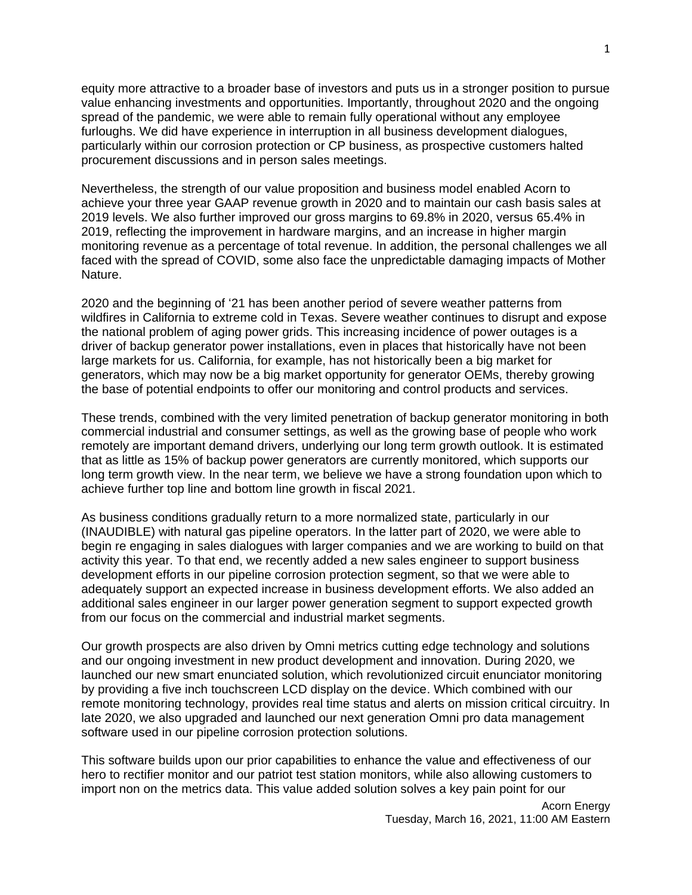equity more attractive to a broader base of investors and puts us in a stronger position to pursue value enhancing investments and opportunities. Importantly, throughout 2020 and the ongoing spread of the pandemic, we were able to remain fully operational without any employee furloughs. We did have experience in interruption in all business development dialogues, particularly within our corrosion protection or CP business, as prospective customers halted procurement discussions and in person sales meetings.

Nevertheless, the strength of our value proposition and business model enabled Acorn to achieve your three year GAAP revenue growth in 2020 and to maintain our cash basis sales at 2019 levels. We also further improved our gross margins to 69.8% in 2020, versus 65.4% in 2019, reflecting the improvement in hardware margins, and an increase in higher margin monitoring revenue as a percentage of total revenue. In addition, the personal challenges we all faced with the spread of COVID, some also face the unpredictable damaging impacts of Mother Nature.

2020 and the beginning of '21 has been another period of severe weather patterns from wildfires in California to extreme cold in Texas. Severe weather continues to disrupt and expose the national problem of aging power grids. This increasing incidence of power outages is a driver of backup generator power installations, even in places that historically have not been large markets for us. California, for example, has not historically been a big market for generators, which may now be a big market opportunity for generator OEMs, thereby growing the base of potential endpoints to offer our monitoring and control products and services.

These trends, combined with the very limited penetration of backup generator monitoring in both commercial industrial and consumer settings, as well as the growing base of people who work remotely are important demand drivers, underlying our long term growth outlook. It is estimated that as little as 15% of backup power generators are currently monitored, which supports our long term growth view. In the near term, we believe we have a strong foundation upon which to achieve further top line and bottom line growth in fiscal 2021.

As business conditions gradually return to a more normalized state, particularly in our (INAUDIBLE) with natural gas pipeline operators. In the latter part of 2020, we were able to begin re engaging in sales dialogues with larger companies and we are working to build on that activity this year. To that end, we recently added a new sales engineer to support business development efforts in our pipeline corrosion protection segment, so that we were able to adequately support an expected increase in business development efforts. We also added an additional sales engineer in our larger power generation segment to support expected growth from our focus on the commercial and industrial market segments.

Our growth prospects are also driven by Omni metrics cutting edge technology and solutions and our ongoing investment in new product development and innovation. During 2020, we launched our new smart enunciated solution, which revolutionized circuit enunciator monitoring by providing a five inch touchscreen LCD display on the device. Which combined with our remote monitoring technology, provides real time status and alerts on mission critical circuitry. In late 2020, we also upgraded and launched our next generation Omni pro data management software used in our pipeline corrosion protection solutions.

This software builds upon our prior capabilities to enhance the value and effectiveness of our hero to rectifier monitor and our patriot test station monitors, while also allowing customers to import non on the metrics data. This value added solution solves a key pain point for our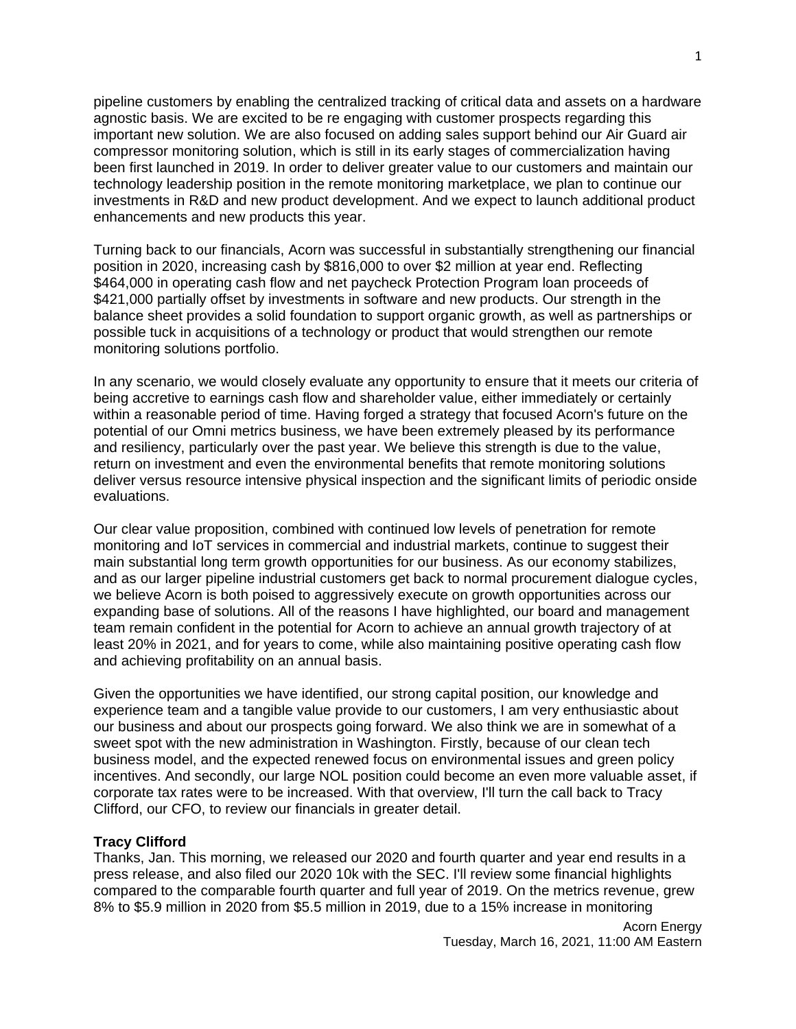pipeline customers by enabling the centralized tracking of critical data and assets on a hardware agnostic basis. We are excited to be re engaging with customer prospects regarding this important new solution. We are also focused on adding sales support behind our Air Guard air compressor monitoring solution, which is still in its early stages of commercialization having been first launched in 2019. In order to deliver greater value to our customers and maintain our technology leadership position in the remote monitoring marketplace, we plan to continue our investments in R&D and new product development. And we expect to launch additional product enhancements and new products this year.

Turning back to our financials, Acorn was successful in substantially strengthening our financial position in 2020, increasing cash by $816,000 to over $2 million at year end. Reflecting $464,000 in operating cash flow and net paycheck Protection Program loan proceeds of $421,000 partially offset by investments in software and new products. Our strength in the balance sheet provides a solid foundation to support organic growth, as well as partnerships or possible tuck in acquisitions of a technology or product that would strengthen our remote monitoring solutions portfolio.

In any scenario, we would closely evaluate any opportunity to ensure that it meets our criteria of being accretive to earnings cash flow and shareholder value, either immediately or certainly within a reasonable period of time. Having forged a strategy that focused Acorn's future on the potential of our Omni metrics business, we have been extremely pleased by its performance and resiliency, particularly over the past year. We believe this strength is due to the value, return on investment and even the environmental benefits that remote monitoring solutions deliver versus resource intensive physical inspection and the significant limits of periodic onside evaluations.

Our clear value proposition, combined with continued low levels of penetration for remote monitoring and IoT services in commercial and industrial markets, continue to suggest their main substantial long term growth opportunities for our business. As our economy stabilizes, and as our larger pipeline industrial customers get back to normal procurement dialogue cycles, we believe Acorn is both poised to aggressively execute on growth opportunities across our expanding base of solutions. All of the reasons I have highlighted, our board and management team remain confident in the potential for Acorn to achieve an annual growth trajectory of at least 20% in 2021, and for years to come, while also maintaining positive operating cash flow and achieving profitability on an annual basis.

Given the opportunities we have identified, our strong capital position, our knowledge and experience team and a tangible value provide to our customers, I am very enthusiastic about our business and about our prospects going forward. We also think we are in somewhat of a sweet spot with the new administration in Washington. Firstly, because of our clean tech business model, and the expected renewed focus on environmental issues and green policy incentives. And secondly, our large NOL position could become an even more valuable asset, if corporate tax rates were to be increased. With that overview, I'll turn the call back to Tracy Clifford, our CFO, to review our financials in greater detail.

**Tracy Clifford**
Thanks, Jan. This morning, we released our 2020 and fourth quarter and year end results in a press release, and also filed our 2020 10k with the SEC. I'll review some financial highlights compared to the comparable fourth quarter and full year of 2019. On the metrics revenue, grew 8% to $5.9 million in 2020 from $5.5 million in 2019, due to a 15% increase in monitoring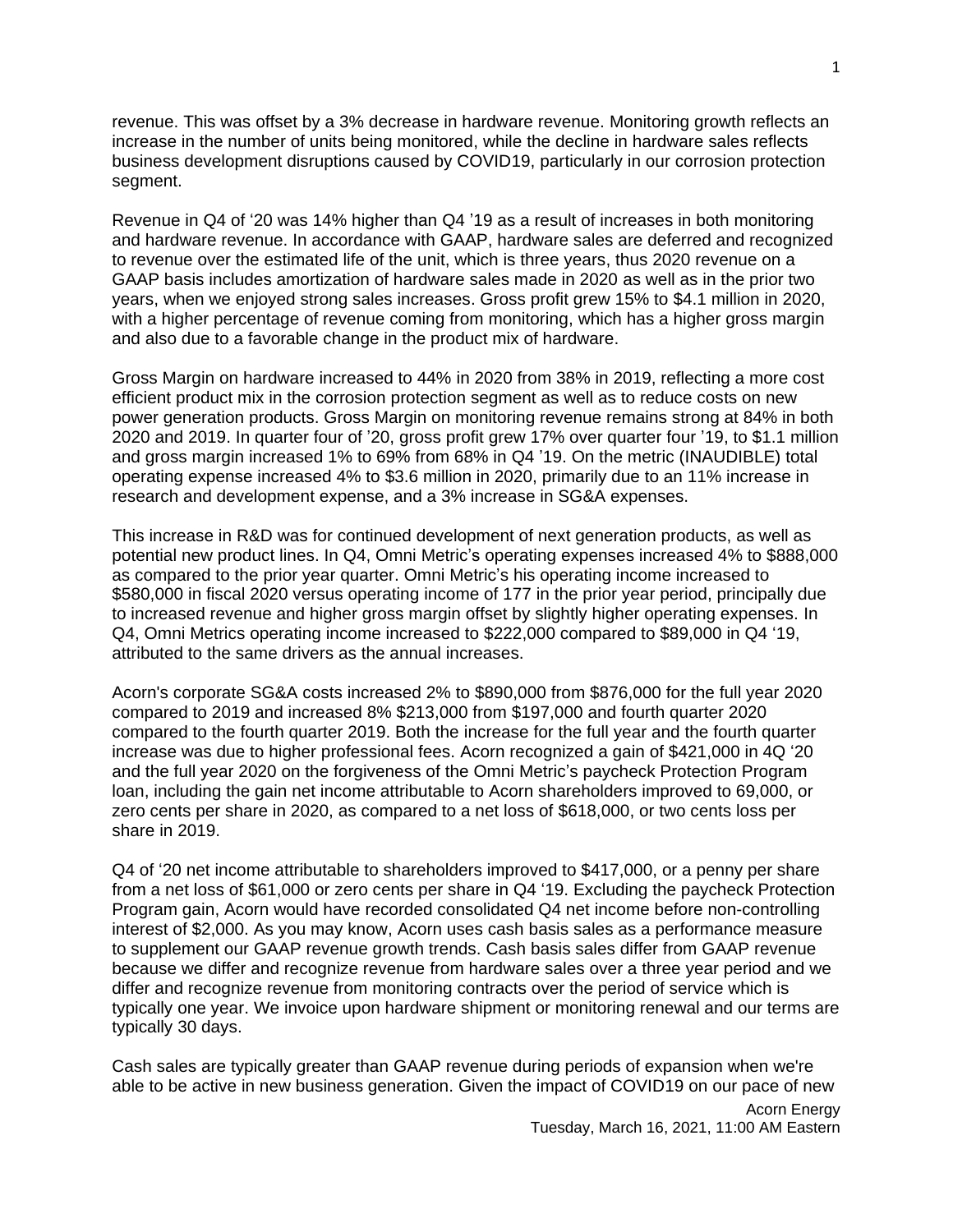revenue. This was offset by a 3% decrease in hardware revenue. Monitoring growth reflects an increase in the number of units being monitored, while the decline in hardware sales reflects business development disruptions caused by COVID19, particularly in our corrosion protection segment.

Revenue in Q4 of '20 was 14% higher than Q4 '19 as a result of increases in both monitoring and hardware revenue. In accordance with GAAP, hardware sales are deferred and recognized to revenue over the estimated life of the unit, which is three years, thus 2020 revenue on a GAAP basis includes amortization of hardware sales made in 2020 as well as in the prior two years, when we enjoyed strong sales increases. Gross profit grew 15% to $4.1 million in 2020, with a higher percentage of revenue coming from monitoring, which has a higher gross margin and also due to a favorable change in the product mix of hardware.

Gross Margin on hardware increased to 44% in 2020 from 38% in 2019, reflecting a more cost efficient product mix in the corrosion protection segment as well as to reduce costs on new power generation products. Gross Margin on monitoring revenue remains strong at 84% in both 2020 and 2019. In quarter four of '20, gross profit grew 17% over quarter four '19, to $1.1 million and gross margin increased 1% to 69% from 68% in Q4 '19. On the metric (INAUDIBLE) total operating expense increased 4% to $3.6 million in 2020, primarily due to an 11% increase in research and development expense, and a 3% increase in SG&A expenses.

This increase in R&D was for continued development of next generation products, as well as potential new product lines. In Q4, Omni Metric's operating expenses increased 4% to $888,000 as compared to the prior year quarter. Omni Metric's his operating income increased to $580,000 in fiscal 2020 versus operating income of 177 in the prior year period, principally due to increased revenue and higher gross margin offset by slightly higher operating expenses. In Q4, Omni Metrics operating income increased to $222,000 compared to $89,000 in Q4 '19, attributed to the same drivers as the annual increases.

Acorn's corporate SG&A costs increased 2% to $890,000 from $876,000 for the full year 2020 compared to 2019 and increased 8% $213,000 from $197,000 and fourth quarter 2020 compared to the fourth quarter 2019. Both the increase for the full year and the fourth quarter increase was due to higher professional fees. Acorn recognized a gain of $421,000 in 4Q '20 and the full year 2020 on the forgiveness of the Omni Metric's paycheck Protection Program loan, including the gain net income attributable to Acorn shareholders improved to 69,000, or zero cents per share in 2020, as compared to a net loss of $618,000, or two cents loss per share in 2019.

Q4 of '20 net income attributable to shareholders improved to $417,000, or a penny per share from a net loss of $61,000 or zero cents per share in Q4 '19. Excluding the paycheck Protection Program gain, Acorn would have recorded consolidated Q4 net income before non-controlling interest of $2,000. As you may know, Acorn uses cash basis sales as a performance measure to supplement our GAAP revenue growth trends. Cash basis sales differ from GAAP revenue because we differ and recognize revenue from hardware sales over a three year period and we differ and recognize revenue from monitoring contracts over the period of service which is typically one year. We invoice upon hardware shipment or monitoring renewal and our terms are typically 30 days.

Cash sales are typically greater than GAAP revenue during periods of expansion when we're able to be active in new business generation. Given the impact of COVID19 on our pace of new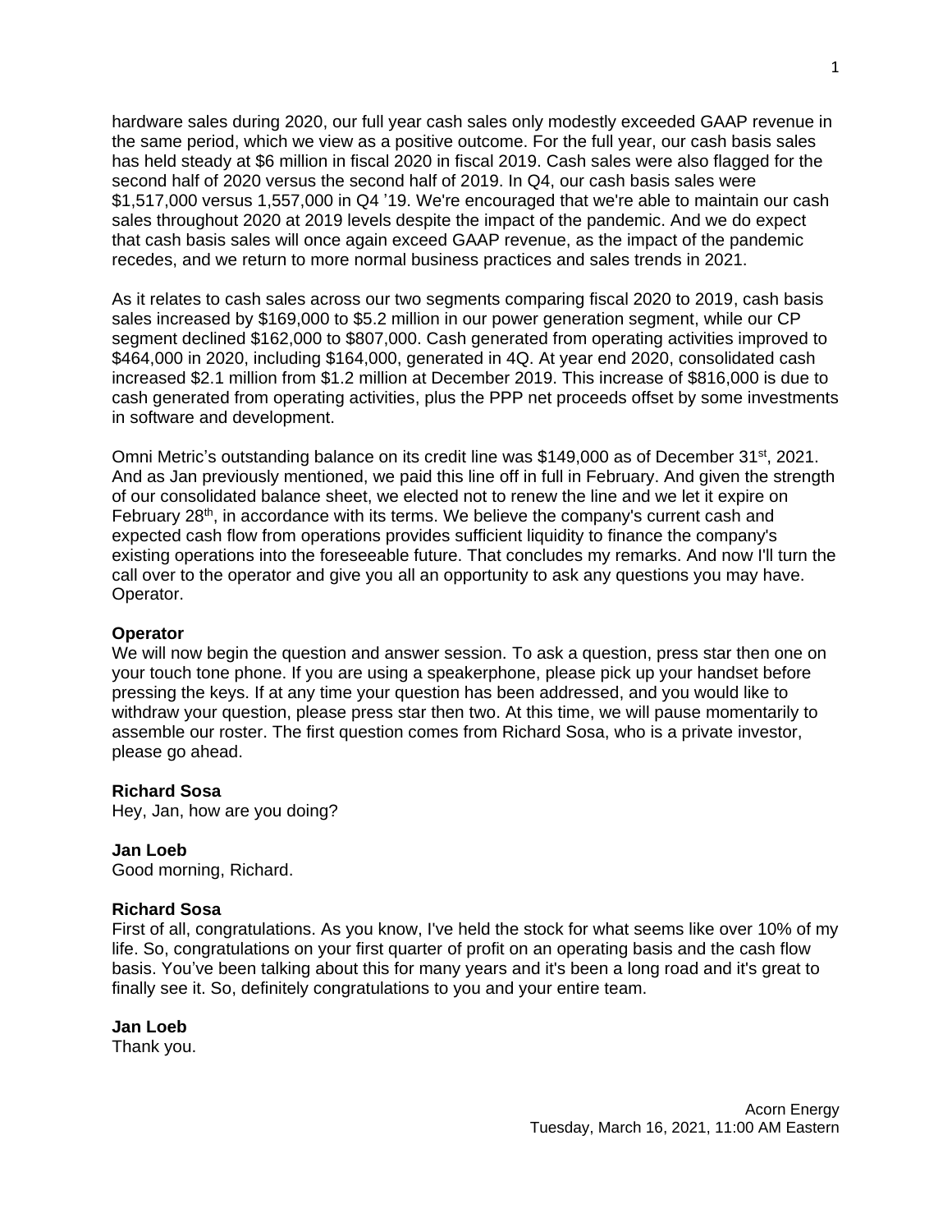hardware sales during 2020, our full year cash sales only modestly exceeded GAAP revenue in the same period, which we view as a positive outcome. For the full year, our cash basis sales has held steady at $6 million in fiscal 2020 in fiscal 2019. Cash sales were also flagged for the second half of 2020 versus the second half of 2019. In Q4, our cash basis sales were $1,517,000 versus 1,557,000 in Q4 '19. We're encouraged that we're able to maintain our cash sales throughout 2020 at 2019 levels despite the impact of the pandemic. And we do expect that cash basis sales will once again exceed GAAP revenue, as the impact of the pandemic recedes, and we return to more normal business practices and sales trends in 2021.

As it relates to cash sales across our two segments comparing fiscal 2020 to 2019, cash basis sales increased by $169,000 to $5.2 million in our power generation segment, while our CP segment declined $162,000 to $807,000. Cash generated from operating activities improved to $464,000 in 2020, including $164,000, generated in 4Q. At year end 2020, consolidated cash increased $2.1 million from $1.2 million at December 2019. This increase of $816,000 is due to cash generated from operating activities, plus the PPP net proceeds offset by some investments in software and development.

Omni Metric's outstanding balance on its credit line was $149,000 as of December 31st, 2021. And as Jan previously mentioned, we paid this line off in full in February. And given the strength of our consolidated balance sheet, we elected not to renew the line and we let it expire on February 28th, in accordance with its terms. We believe the company's current cash and expected cash flow from operations provides sufficient liquidity to finance the company's existing operations into the foreseeable future. That concludes my remarks. And now I'll turn the call over to the operator and give you all an opportunity to ask any questions you may have. Operator.

**Operator**
We will now begin the question and answer session. To ask a question, press star then one on your touch tone phone. If you are using a speakerphone, please pick up your handset before pressing the keys. If at any time your question has been addressed, and you would like to withdraw your question, please press star then two. At this time, we will pause momentarily to assemble our roster. The first question comes from Richard Sosa, who is a private investor, please go ahead.

**Richard Sosa**
Hey, Jan, how are you doing?

**Jan Loeb**
Good morning, Richard.

**Richard Sosa**
First of all, congratulations. As you know, I've held the stock for what seems like over 10% of my life. So, congratulations on your first quarter of profit on an operating basis and the cash flow basis. You've been talking about this for many years and it's been a long road and it's great to finally see it. So, definitely congratulations to you and your entire team.

**Jan Loeb**
Thank you.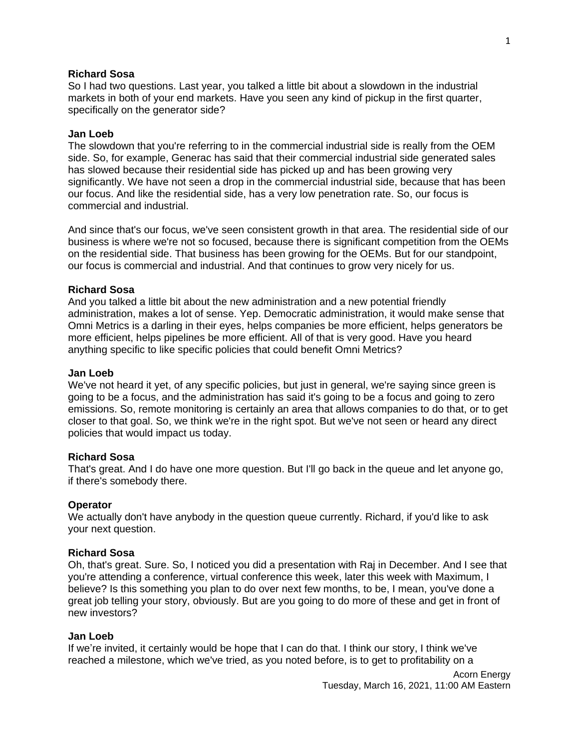**Richard Sosa**
So I had two questions. Last year, you talked a little bit about a slowdown in the industrial markets in both of your end markets. Have you seen any kind of pickup in the first quarter, specifically on the generator side?

**Jan Loeb**
The slowdown that you're referring to in the commercial industrial side is really from the OEM side. So, for example, Generac has said that their commercial industrial side generated sales has slowed because their residential side has picked up and has been growing very significantly. We have not seen a drop in the commercial industrial side, because that has been our focus. And like the residential side, has a very low penetration rate. So, our focus is commercial and industrial.

And since that's our focus, we've seen consistent growth in that area. The residential side of our business is where we're not so focused, because there is significant competition from the OEMs on the residential side. That business has been growing for the OEMs. But for our standpoint, our focus is commercial and industrial. And that continues to grow very nicely for us.

**Richard Sosa**
And you talked a little bit about the new administration and a new potential friendly administration, makes a lot of sense. Yep. Democratic administration, it would make sense that Omni Metrics is a darling in their eyes, helps companies be more efficient, helps generators be more efficient, helps pipelines be more efficient. All of that is very good. Have you heard anything specific to like specific policies that could benefit Omni Metrics?

**Jan Loeb**
We've not heard it yet, of any specific policies, but just in general, we're saying since green is going to be a focus, and the administration has said it's going to be a focus and going to zero emissions. So, remote monitoring is certainly an area that allows companies to do that, or to get closer to that goal. So, we think we're in the right spot. But we've not seen or heard any direct policies that would impact us today.

**Richard Sosa**
That's great. And I do have one more question. But I'll go back in the queue and let anyone go, if there's somebody there.

**Operator**
We actually don't have anybody in the question queue currently. Richard, if you'd like to ask your next question.

**Richard Sosa**
Oh, that's great. Sure. So, I noticed you did a presentation with Raj in December. And I see that you're attending a conference, virtual conference this week, later this week with Maximum, I believe? Is this something you plan to do over next few months, to be, I mean, you've done a great job telling your story, obviously. But are you going to do more of these and get in front of new investors?

**Jan Loeb**
If we're invited, it certainly would be hope that I can do that. I think our story, I think we've reached a milestone, which we've tried, as you noted before, is to get to profitability on a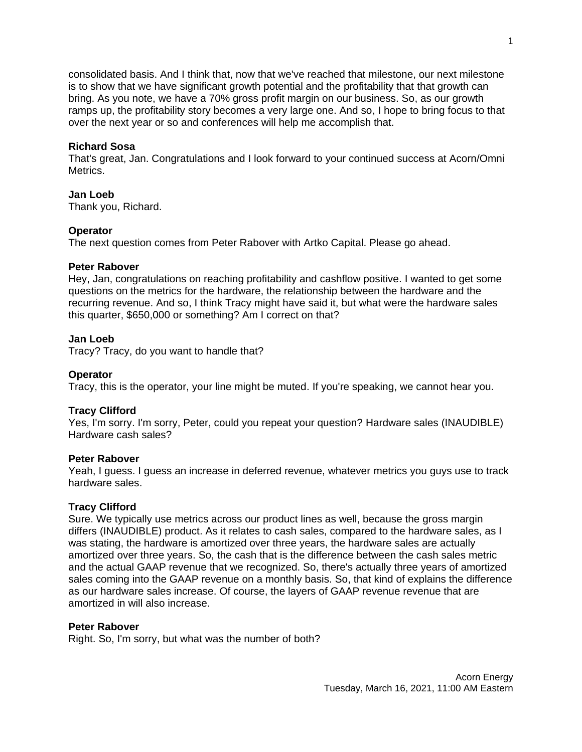consolidated basis. And I think that, now that we've reached that milestone, our next milestone is to show that we have significant growth potential and the profitability that that growth can bring. As you note, we have a 70% gross profit margin on our business. So, as our growth ramps up, the profitability story becomes a very large one. And so, I hope to bring focus to that over the next year or so and conferences will help me accomplish that.

**Richard Sosa**
That's great, Jan. Congratulations and I look forward to your continued success at Acorn/Omni Metrics.

**Jan Loeb**
Thank you, Richard.

**Operator**
The next question comes from Peter Rabover with Artko Capital. Please go ahead.

**Peter Rabover**
Hey, Jan, congratulations on reaching profitability and cashflow positive. I wanted to get some questions on the metrics for the hardware, the relationship between the hardware and the recurring revenue. And so, I think Tracy might have said it, but what were the hardware sales this quarter, $650,000 or something? Am I correct on that?

**Jan Loeb**
Tracy? Tracy, do you want to handle that?

**Operator**
Tracy, this is the operator, your line might be muted. If you're speaking, we cannot hear you.

**Tracy Clifford**
Yes, I'm sorry. I'm sorry, Peter, could you repeat your question? Hardware sales (INAUDIBLE) Hardware cash sales?

**Peter Rabover**
Yeah, I guess. I guess an increase in deferred revenue, whatever metrics you guys use to track hardware sales.

**Tracy Clifford**
Sure. We typically use metrics across our product lines as well, because the gross margin differs (INAUDIBLE) product. As it relates to cash sales, compared to the hardware sales, as I was stating, the hardware is amortized over three years, the hardware sales are actually amortized over three years. So, the cash that is the difference between the cash sales metric and the actual GAAP revenue that we recognized. So, there's actually three years of amortized sales coming into the GAAP revenue on a monthly basis. So, that kind of explains the difference as our hardware sales increase. Of course, the layers of GAAP revenue revenue that are amortized in will also increase.

**Peter Rabover**
Right. So, I'm sorry, but what was the number of both?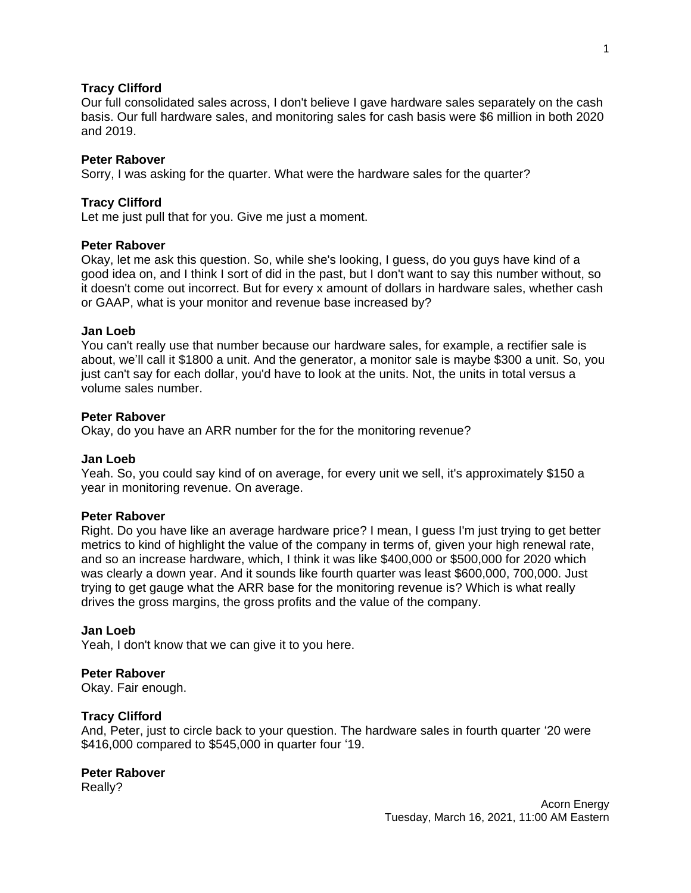**Tracy Clifford**
Our full consolidated sales across, I don't believe I gave hardware sales separately on the cash basis. Our full hardware sales, and monitoring sales for cash basis were $6 million in both 2020 and 2019.

**Peter Rabover**
Sorry, I was asking for the quarter. What were the hardware sales for the quarter?

**Tracy Clifford**
Let me just pull that for you. Give me just a moment.

**Peter Rabover**
Okay, let me ask this question. So, while she's looking, I guess, do you guys have kind of a good idea on, and I think I sort of did in the past, but I don't want to say this number without, so it doesn't come out incorrect. But for every x amount of dollars in hardware sales, whether cash or GAAP, what is your monitor and revenue base increased by?

**Jan Loeb**
You can't really use that number because our hardware sales, for example, a rectifier sale is about, we'll call it $1800 a unit. And the generator, a monitor sale is maybe $300 a unit. So, you just can't say for each dollar, you'd have to look at the units. Not, the units in total versus a volume sales number.

**Peter Rabover**
Okay, do you have an ARR number for the for the monitoring revenue?

**Jan Loeb**
Yeah. So, you could say kind of on average, for every unit we sell, it's approximately $150 a year in monitoring revenue. On average.

**Peter Rabover**
Right. Do you have like an average hardware price? I mean, I guess I'm just trying to get better metrics to kind of highlight the value of the company in terms of, given your high renewal rate, and so an increase hardware, which, I think it was like $400,000 or $500,000 for 2020 which was clearly a down year. And it sounds like fourth quarter was least $600,000, 700,000. Just trying to get gauge what the ARR base for the monitoring revenue is? Which is what really drives the gross margins, the gross profits and the value of the company.

**Jan Loeb**
Yeah, I don't know that we can give it to you here.

**Peter Rabover**
Okay. Fair enough.

**Tracy Clifford**
And, Peter, just to circle back to your question. The hardware sales in fourth quarter '20 were $416,000 compared to $545,000 in quarter four '19.

**Peter Rabover**
Really?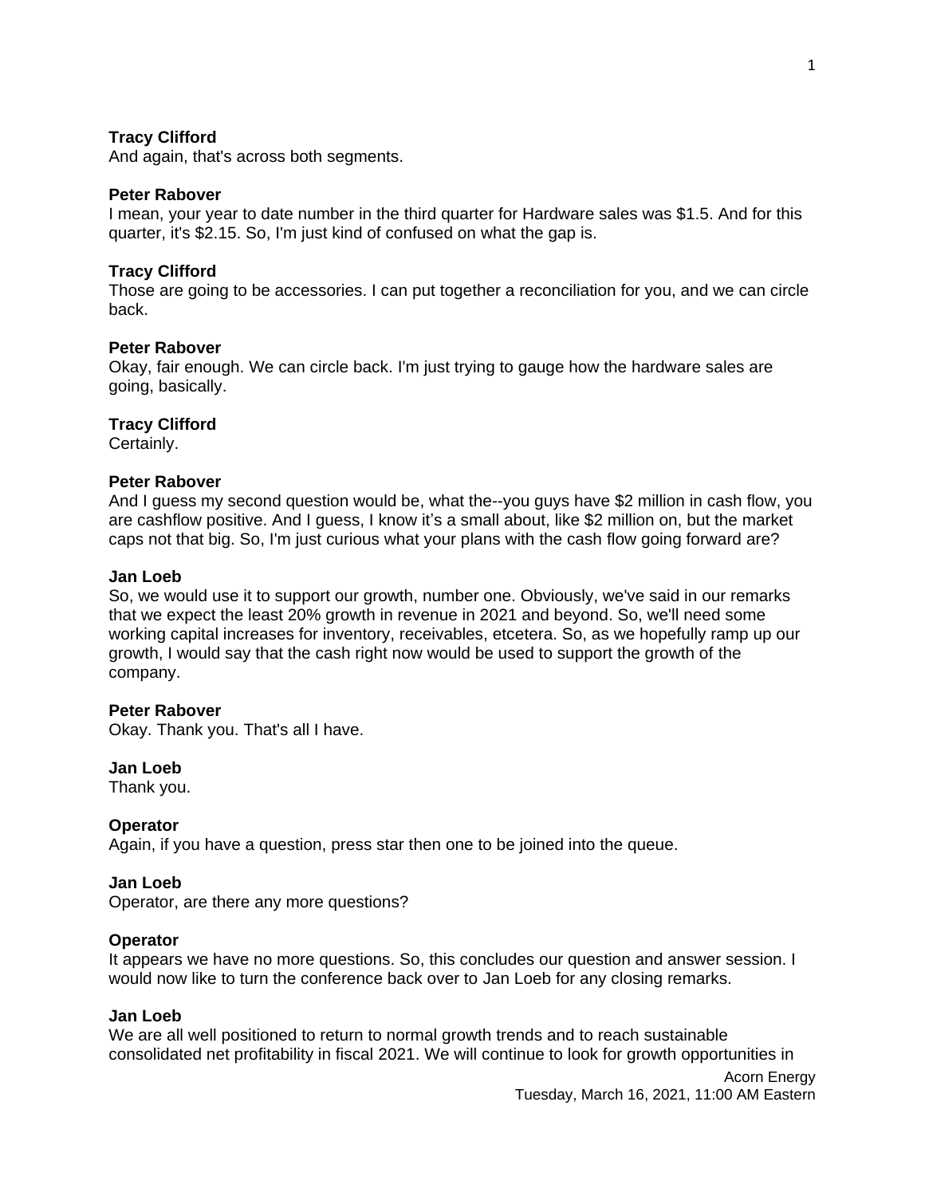**Tracy Clifford**
And again, that's across both segments.

**Peter Rabover**
I mean, your year to date number in the third quarter for Hardware sales was $1.5. And for this quarter, it's $2.15. So, I'm just kind of confused on what the gap is.

**Tracy Clifford**
Those are going to be accessories. I can put together a reconciliation for you, and we can circle back.

**Peter Rabover**
Okay, fair enough. We can circle back. I'm just trying to gauge how the hardware sales are going, basically.

**Tracy Clifford**
Certainly.

**Peter Rabover**
And I guess my second question would be, what the--you guys have $2 million in cash flow, you are cashflow positive. And I guess, I know it's a small about, like $2 million on, but the market caps not that big. So, I'm just curious what your plans with the cash flow going forward are?

**Jan Loeb**
So, we would use it to support our growth, number one. Obviously, we've said in our remarks that we expect the least 20% growth in revenue in 2021 and beyond. So, we'll need some working capital increases for inventory, receivables, etcetera. So, as we hopefully ramp up our growth, I would say that the cash right now would be used to support the growth of the company.

**Peter Rabover**
Okay. Thank you. That's all I have.

**Jan Loeb**
Thank you.

**Operator**
Again, if you have a question, press star then one to be joined into the queue.

**Jan Loeb**
Operator, are there any more questions?

**Operator**
It appears we have no more questions. So, this concludes our question and answer session. I would now like to turn the conference back over to Jan Loeb for any closing remarks.

**Jan Loeb**
We are all well positioned to return to normal growth trends and to reach sustainable consolidated net profitability in fiscal 2021. We will continue to look for growth opportunities in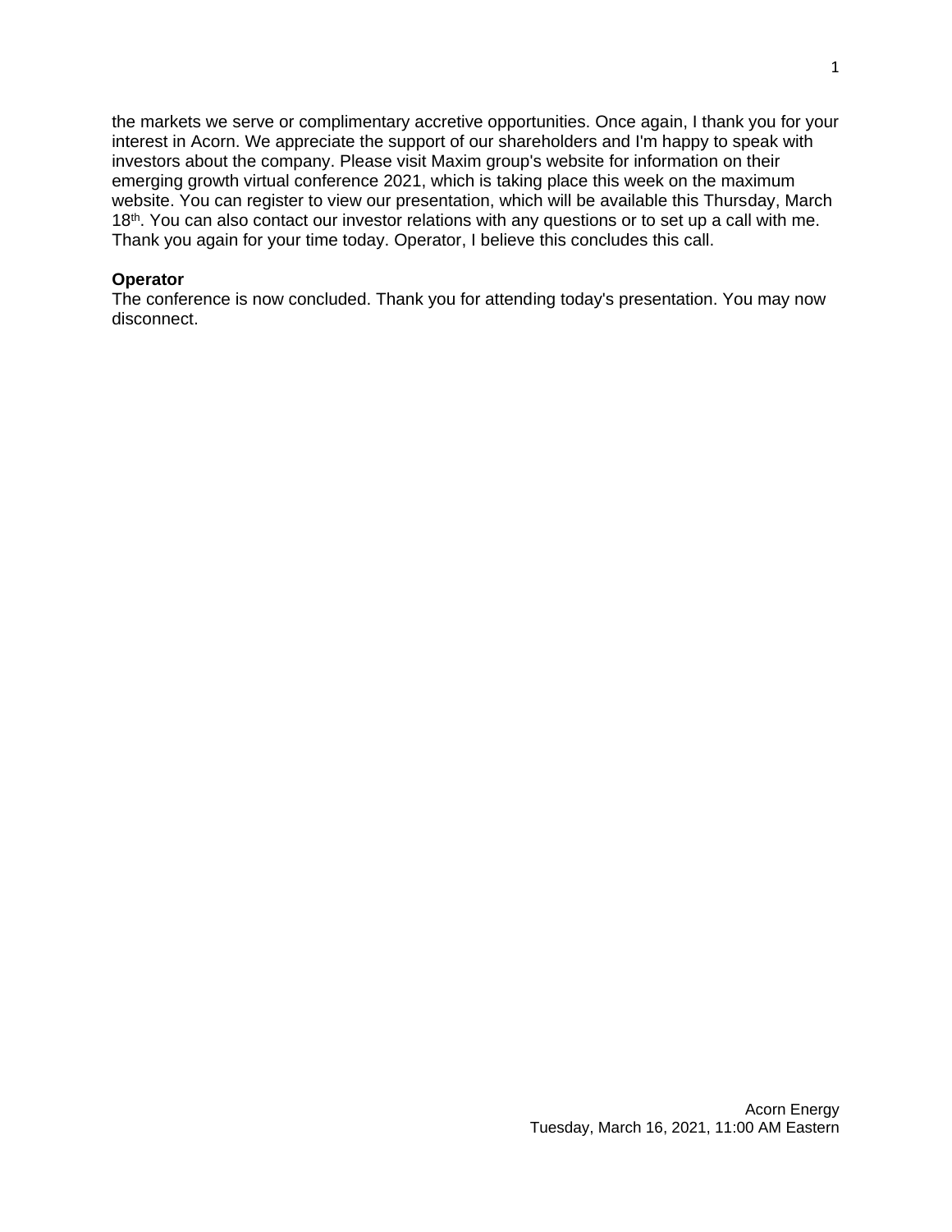the markets we serve or complimentary accretive opportunities. Once again, I thank you for your interest in Acorn. We appreciate the support of our shareholders and I'm happy to speak with investors about the company. Please visit Maxim group's website for information on their emerging growth virtual conference 2021, which is taking place this week on the maximum website. You can register to view our presentation, which will be available this Thursday, March 18th. You can also contact our investor relations with any questions or to set up a call with me. Thank you again for your time today. Operator, I believe this concludes this call.

**Operator**
The conference is now concluded. Thank you for attending today's presentation. You may now disconnect.